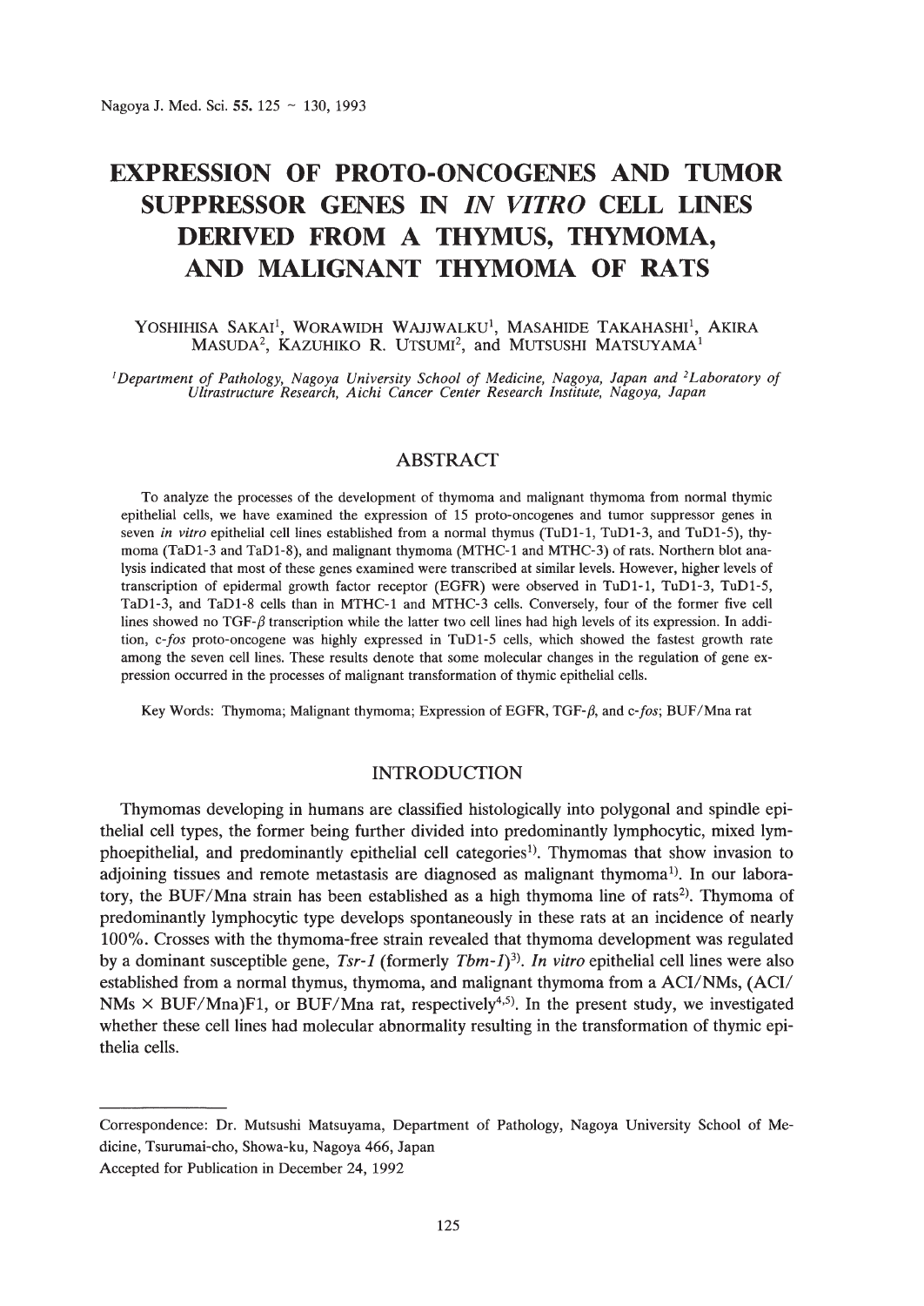# EXPRESSION OF PROTO-ONCOGENES AND TUMOR SUPPRESSOR GENES IN *IN VITRO* CELL LINES DERIVED FROM A THYMUS, THYMOMA, AND MALIGNANT THYMOMA OF RATS

YOSHIHISA SAKAI[1], WORAWIDH WAJJWALKU[1], MASAHIDE TAKAHASHI[1], AKIRA MASUDA[2], KAZUHIKO R. UTSUMI[2], and MUTSUSHI MATSUYAMA[1]

[1]*Department of Pathology, Nagoya University School of Medicine, Nagoya, Japan and* [2]*Laboratory of Ultrastructure Research, Aichi Cancer Center Research Institute, Nagoya, Japan*

## ABSTRACT

To analyze the processes of the development of thymoma and malignant thymoma from normal thymic epithelial cells, we have examined the expression of 15 proto-oncogenes and tumor suppressor genes in seven *in vitro* epithelial cell lines established from a normal thymus (TuD1-1, TuD1-3, and TuD1-5), thymoma (TaD1-3 and TaD1-8), and malignant thymoma (MTHC-1 and MTHC-3) of rats. Northern blot analysis indicated that most of these genes examined were transcribed at similar levels. However, higher levels of transcription of epidermal growth factor receptor (EGFR) were observed in TuD1-1, TuD1-3, TuD1-5, TaD1-3, and TaD1-8 cells than in MTHC-1 and MTHC-3 cells. Conversely, four of the former five cell lines showed no TGF-$\beta$ transcription while the latter two cell lines had high levels of its expression. In addition, c-*fos* proto-oncogene was highly expressed in TuD1-5 cells, which showed the fastest growth rate among the seven cell lines. These results denote that some molecular changes in the regulation of gene expression occurred in the processes of malignant transformation of thymic epithelial cells.

Key Words: Thymoma; Malignant thymoma; Expression of EGFR, TGF-$\beta$, and c-*fos*; BUF/Mna rat

## INTRODUCTION

Thymomas developing in humans are classified histologically into polygonal and spindle epithelial cell types, the former being further divided into predominantly lymphocytic, mixed lymphoepithelial, and predominantly epithelial cell categories[1]. Thymomas that show invasion to adjoining tissues and remote metastasis are diagnosed as malignant thymoma[1]. In our laboratory, the BUF/Mna strain has been established as a high thymoma line of rats[2]. Thymoma of predominantly lymphocytic type develops spontaneously in these rats at an incidence of nearly 100%. Crosses with the thymoma-free strain revealed that thymoma development was regulated by a dominant susceptible gene, *Tsr-1* (formerly *Tbm-1*)[3]. *In vitro* epithelial cell lines were also established from a normal thymus, thymoma, and malignant thymoma from a ACI/NMs, (ACI/NMs × BUF/Mna)F1, or BUF/Mna rat, respectively[4,5]. In the present study, we investigated whether these cell lines had molecular abnormality resulting in the transformation of thymic epithelia cells.

Correspondence: Dr. Mutsushi Matsuyama, Department of Pathology, Nagoya University School of Medicine, Tsurumai-cho, Showa-ku, Nagoya 466, Japan

Accepted for Publication in December 24, 1992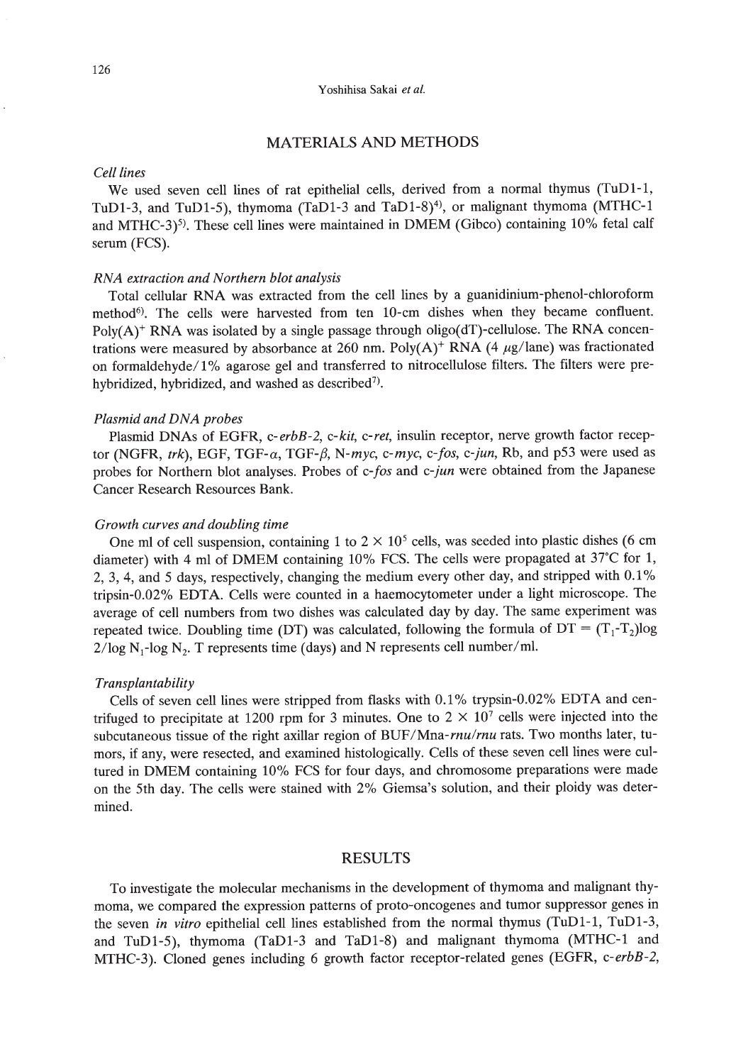## MATERIALS AND METHODS

### *Cell lines*

We used seven cell lines of rat epithelial cells, derived from a normal thymus (TuD1-1, TuD1-3, and TuD1-5), thymoma (TaD1-3 and TaD1-8)[4], or malignant thymoma (MTHC-1 and MTHC-3)[5]. These cell lines were maintained in DMEM (Gibco) containing 10% fetal calf serum (FCS).

### *RNA extraction and Northern blot analysis*

Total cellular RNA was extracted from the cell lines by a guanidinium-phenol-chloroform method[6]. The cells were harvested from ten 10-cm dishes when they became confluent. Poly$(A)^+$ RNA was isolated by a single passage through oligo(dT)-cellulose. The RNA concentrations were measured by absorbance at 260 nm. Poly$(A)^+$ RNA (4 $\mu$g/lane) was fractionated on formaldehyde/1% agarose gel and transferred to nitrocellulose filters. The filters were prehybridized, hybridized, and washed as described[7].

### *Plasmid and DNA probes*

Plasmid DNAs of EGFR, c-*erbB-2*, c-*kit*, c-*ret*, insulin receptor, nerve growth factor receptor (NGFR, *trk*), EGF, TGF-$\alpha$, TGF-$\beta$, N-*myc*, c-*myc*, c-*fos*, c-*jun*, Rb, and p53 were used as probes for Northern blot analyses. Probes of c-*fos* and c-*jun* were obtained from the Japanese Cancer Research Resources Bank.

### *Growth curves and doubling time*

One ml of cell suspension, containing 1 to $2 \times 10^5$ cells, was seeded into plastic dishes (6 cm diameter) with 4 ml of DMEM containing 10% FCS. The cells were propagated at 37°C for 1, 2, 3, 4, and 5 days, respectively, changing the medium every other day, and stripped with 0.1% tripsin-0.02% EDTA. Cells were counted in a haemocytometer under a light microscope. The average of cell numbers from two dishes was calculated day by day. The same experiment was repeated twice. Doubling time (DT) was calculated, following the formula of $DT = (T_1\text{-}T_2)\log 2/\log N_1\text{-}\log N_2$. T represents time (days) and N represents cell number/ml.

### *Transplantability*

Cells of seven cell lines were stripped from flasks with 0.1% trypsin-0.02% EDTA and centrifuged to precipitate at 1200 rpm for 3 minutes. One to $2 \times 10^7$ cells were injected into the subcutaneous tissue of the right axillar region of BUF/Mna-*rnu*/*rnu* rats. Two months later, tumors, if any, were resected, and examined histologically. Cells of these seven cell lines were cultured in DMEM containing 10% FCS for four days, and chromosome preparations were made on the 5th day. The cells were stained with 2% Giemsa's solution, and their ploidy was determined.

## RESULTS

To investigate the molecular mechanisms in the development of thymoma and malignant thymoma, we compared the expression patterns of proto-oncogenes and tumor suppressor genes in the seven *in vitro* epithelial cell lines established from the normal thymus (TuD1-1, TuD1-3, and TuD1-5), thymoma (TaD1-3 and TaD1-8) and malignant thymoma (MTHC-1 and MTHC-3). Cloned genes including 6 growth factor receptor-related genes (EGFR, c-*erbB-2*,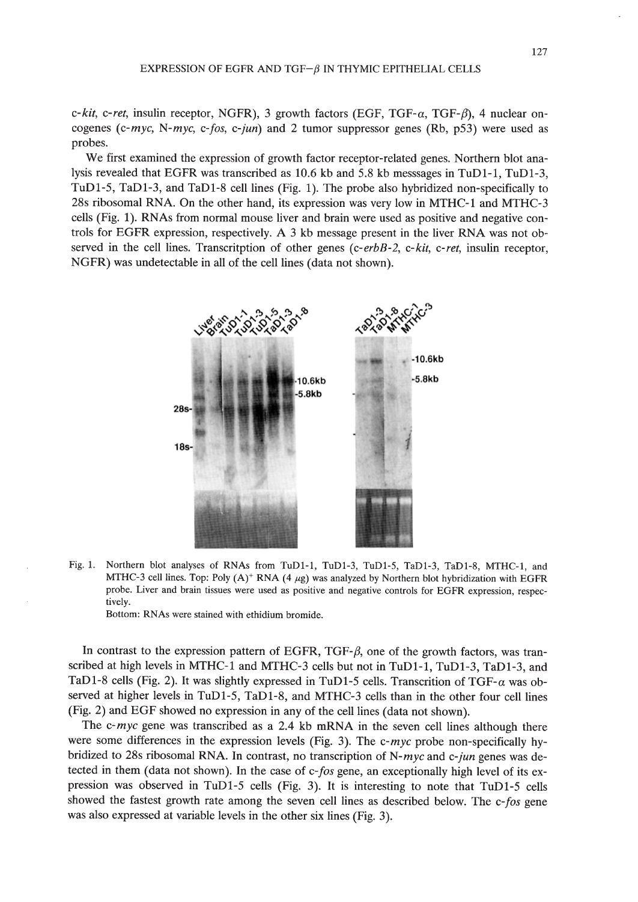c-*kit*, c-*ret*, insulin receptor, NGFR), 3 growth factors (EGF, TGF-$\alpha$, TGF-$\beta$), 4 nuclear oncogenes (c-*myc*, N-*myc*, c-*fos*, c-*jun*) and 2 tumor suppressor genes (Rb, p53) were used as probes.

We first examined the expression of growth factor receptor-related genes. Northern blot analysis revealed that EGFR was transcribed as 10.6 kb and 5.8 kb messsages in TuD1-1, TuD1-3, TuD1-5, TaD1-3, and TaD1-8 cell lines (Fig. 1). The probe also hybridized non-specifically to 28s ribosomal RNA. On the other hand, its expression was very low in MTHC-1 and MTHC-3 cells (Fig. 1). RNAs from normal mouse liver and brain were used as positive and negative controls for EGFR expression, respectively. A 3 kb message present in the liver RNA was not observed in the cell lines. Transcritption of other genes (c-*erbB-2*, c-*kit*, c-*ret*, insulin receptor, NGFR) was undetectable in all of the cell lines (data not shown).

Fig. 1. Northern blot analyses of RNAs from TuD1-1, TuD1-3, TuD1-5, TaD1-3, TaD1-8, MTHC-1, and MTHC-3 cell lines. Top: Poly (A)$^+$ RNA (4 $\mu$g) was analyzed by Northern blot hybridization with EGFR probe. Liver and brain tissues were used as positive and negative controls for EGFR expression, respectively.
Bottom: RNAs were stained with ethidium bromide.

In contrast to the expression pattern of EGFR, TGF-$\beta$, one of the growth factors, was transcribed at high levels in MTHC-1 and MTHC-3 cells but not in TuD1-1, TuD1-3, TaD1-3, and TaD1-8 cells (Fig. 2). It was slightly expressed in TuD1-5 cells. Transcrition of TGF-$\alpha$ was observed at higher levels in TuD1-5, TaD1-8, and MTHC-3 cells than in the other four cell lines (Fig. 2) and EGF showed no expression in any of the cell lines (data not shown).

The c-*myc* gene was transcribed as a 2.4 kb mRNA in the seven cell lines although there were some differences in the expression levels (Fig. 3). The c-*myc* probe non-specifically hybridized to 28s ribosomal RNA. In contrast, no transcription of N-*myc* and c-*jun* genes was detected in them (data not shown). In the case of c-*fos* gene, an exceptionally high level of its expression was observed in TuD1-5 cells (Fig. 3). It is interesting to note that TuD1-5 cells showed the fastest growth rate among the seven cell lines as described below. The c-*fos* gene was also expressed at variable levels in the other six lines (Fig. 3).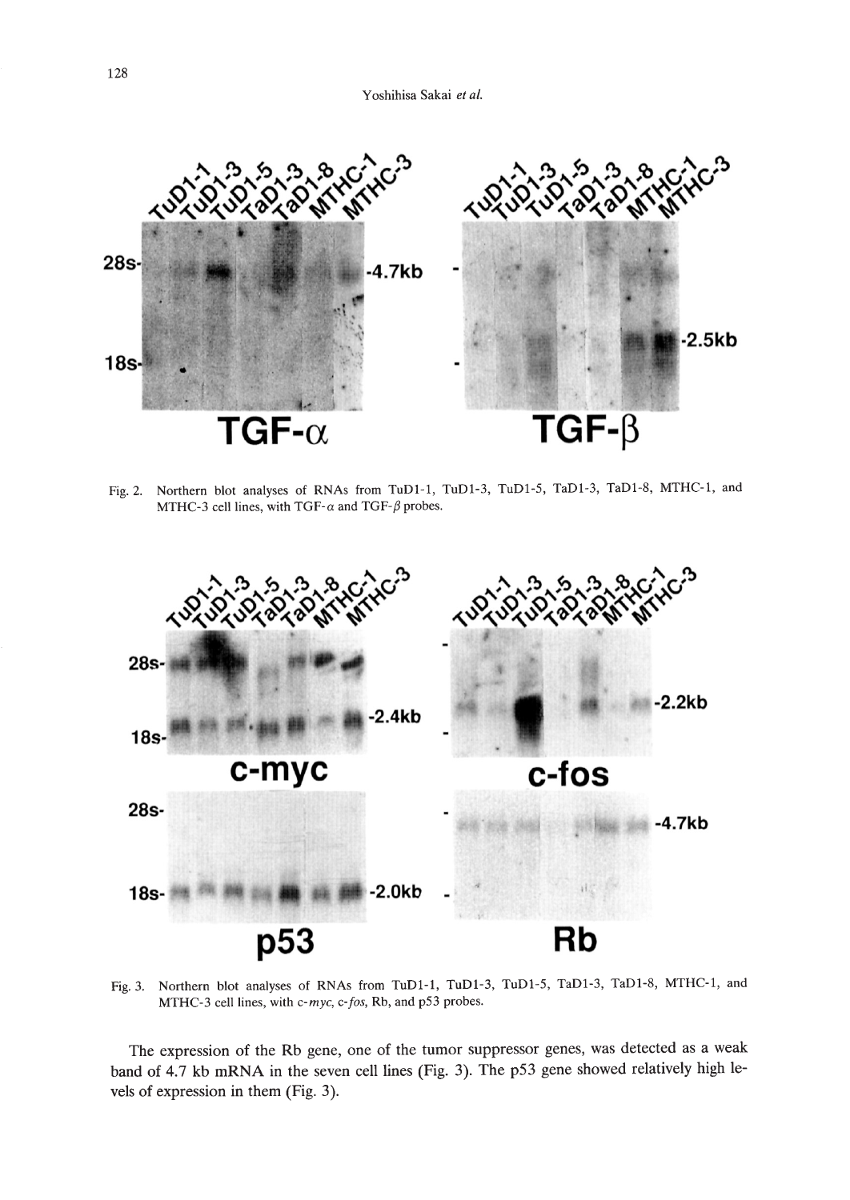Fig. 2. Northern blot analyses of RNAs from TuD1-1, TuD1-3, TuD1-5, TaD1-3, TaD1-8, MTHC-1, and MTHC-3 cell lines, with TGF-$\alpha$ and TGF-$\beta$ probes.

Fig. 3. Northern blot analyses of RNAs from TuD1-1, TuD1-3, TuD1-5, TaD1-3, TaD1-8, MTHC-1, and MTHC-3 cell lines, with c-*myc*, c-*fos*, Rb, and p53 probes.

The expression of the Rb gene, one of the tumor suppressor genes, was detected as a weak band of 4.7 kb mRNA in the seven cell lines (Fig. 3). The p53 gene showed relatively high levels of expression in them (Fig. 3).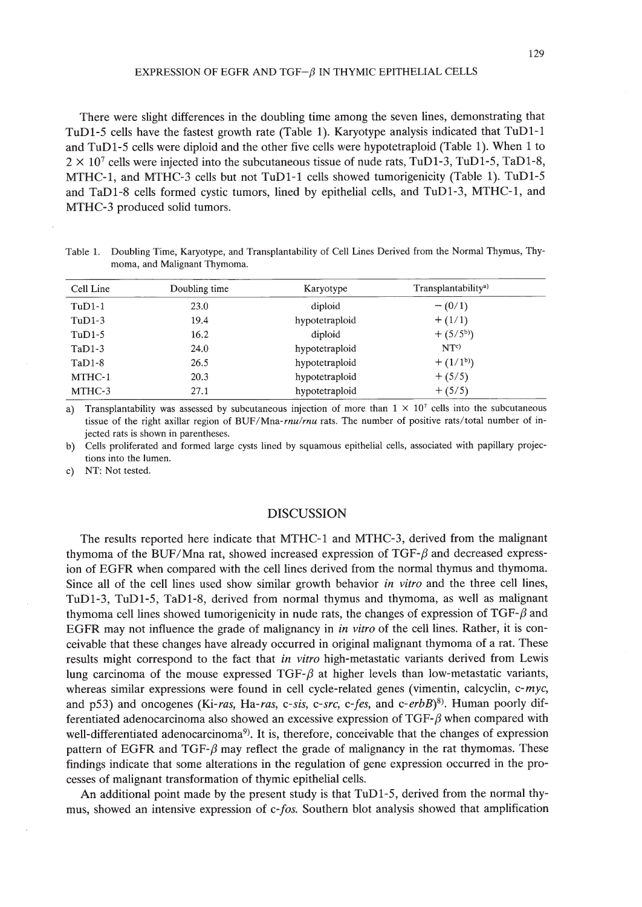There were slight differences in the doubling time among the seven lines, demonstrating that TuD1-5 cells have the fastest growth rate (Table 1). Karyotype analysis indicated that TuD1-1 and TuD1-5 cells were diploid and the other five cells were hypotetraploid (Table 1). When 1 to $2 \times 10^7$ cells were injected into the subcutaneous tissue of nude rats, TuD1-3, TuD1-5, TaD1-8, MTHC-1, and MTHC-3 cells but not TuD1-1 cells showed tumorigenicity (Table 1). TuD1-5 and TaD1-8 cells formed cystic tumors, lined by epithelial cells, and TuD1-3, MTHC-1, and MTHC-3 produced solid tumors.

Table 1. Doubling Time, Karyotype, and Transplantability of Cell Lines Derived from the Normal Thymus, Thymoma, and Malignant Thymoma.

| Cell Line | Doubling time | Karyotype | Transplantability[a] |
|---|---|---|---|
| TuD1-1 | 23.0 | diploid | − (0/1) |
| TuD1-3 | 19.4 | hypotetraploid | + (1/1) |
| TuD1-5 | 16.2 | diploid | + (5/5[b]) |
| TaD1-3 | 24.0 | hypotetraploid | NT[c] |
| TaD1-8 | 26.5 | hypotetraploid | + (1/1[b]) |
| MTHC-1 | 20.3 | hypotetraploid | + (5/5) |
| MTHC-3 | 27.1 | hypotetraploid | + (5/5) |

a) Transplantability was assessed by subcutaneous injection of more than $1 \times 10^7$ cells into the subcutaneous tissue of the right axillar region of BUF/Mna-*rnu/rnu* rats. The number of positive rats/total number of injected rats is shown in parentheses.

b) Cells proliferated and formed large cysts lined by squamous epithelial cells, associated with papillary projections into the lumen.

c) NT: Not tested.

## DISCUSSION

The results reported here indicate that MTHC-1 and MTHC-3, derived from the malignant thymoma of the BUF/Mna rat, showed increased expression of TGF-$\beta$ and decreased expression of EGFR when compared with the cell lines derived from the normal thymus and thymoma. Since all of the cell lines used show similar growth behavior *in vitro* and the three cell lines, TuD1-3, TuD1-5, TaD1-8, derived from normal thymus and thymoma, as well as malignant thymoma cell lines showed tumorigenicity in nude rats, the changes of expression of TGF-$\beta$ and EGFR may not influence the grade of malignancy in *in vitro* of the cell lines. Rather, it is conceivable that these changes have already occurred in original malignant thymoma of a rat. These results might correspond to the fact that *in vitro* high-metastatic variants derived from Lewis lung carcinoma of the mouse expressed TGF-$\beta$ at higher levels than low-metastatic variants, whereas similar expressions were found in cell cycle-related genes (vimentin, calcyclin, c-*myc*, and p53) and oncogenes (Ki-*ras*, Ha-*ras*, c-*sis*, c-*src*, c-*fes*, and c-*erbB*)[8]. Human poorly differentiated adenocarcinoma also showed an excessive expression of TGF-$\beta$ when compared with well-differentiated adenocarcinoma[9]. It is, therefore, conceivable that the changes of expression pattern of EGFR and TGF-$\beta$ may reflect the grade of malignancy in the rat thymomas. These findings indicate that some alterations in the regulation of gene expression occurred in the processes of malignant transformation of thymic epithelial cells.

An additional point made by the present study is that TuD1-5, derived from the normal thymus, showed an intensive expression of c-*fos*. Southern blot analysis showed that amplification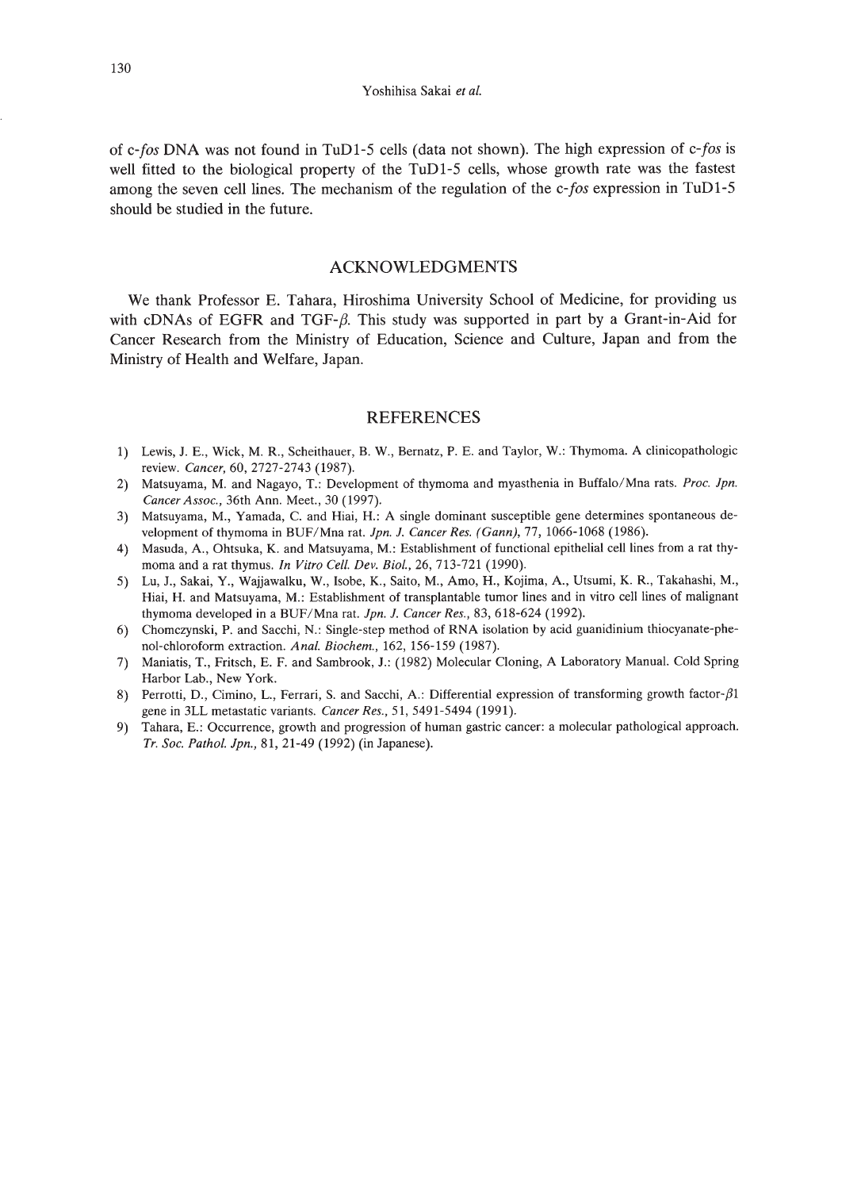of *c-fos* DNA was not found in TuD1-5 cells (data not shown). The high expression of *c-fos* is well fitted to the biological property of the TuD1-5 cells, whose growth rate was the fastest among the seven cell lines. The mechanism of the regulation of the *c-fos* expression in TuD1-5 should be studied in the future.

## ACKNOWLEDGMENTS

We thank Professor E. Tahara, Hiroshima University School of Medicine, for providing us with cDNAs of EGFR and TGF-$\beta$. This study was supported in part by a Grant-in-Aid for Cancer Research from the Ministry of Education, Science and Culture, Japan and from the Ministry of Health and Welfare, Japan.

## REFERENCES

1) Lewis, J. E., Wick, M. R., Scheithauer, B. W., Bernatz, P. E. and Taylor, W.: Thymoma. A clinicopathologic review. *Cancer,* 60, 2727-2743 (1987).
2) Matsuyama, M. and Nagayo, T.: Development of thymoma and myasthenia in Buffalo/Mna rats. *Proc. Jpn. Cancer Assoc.,* 36th Ann. Meet., 30 (1997).
3) Matsuyama, M., Yamada, C. and Hiai, H.: A single dominant susceptible gene determines spontaneous development of thymoma in BUF/Mna rat. *Jpn. J. Cancer Res. (Gann),* 77, 1066-1068 (1986).
4) Masuda, A., Ohtsuka, K. and Matsuyama, M.: Establishment of functional epithelial cell lines from a rat thymoma and a rat thymus. *In Vitro Cell. Dev. Biol.,* 26, 713-721 (1990).
5) Lu, J., Sakai, Y., Wajjawalku, W., Isobe, K., Saito, M., Amo, H., Kojima, A., Utsumi, K. R., Takahashi, M., Hiai, H. and Matsuyama, M.: Establishment of transplantable tumor lines and in vitro cell lines of malignant thymoma developed in a BUF/Mna rat. *Jpn. J. Cancer Res.,* 83, 618-624 (1992).
6) Chomczynski, P. and Sacchi, N.: Single-step method of RNA isolation by acid guanidinium thiocyanate-phenol-chloroform extraction. *Anal. Biochem.,* 162, 156-159 (1987).
7) Maniatis, T., Fritsch, E. F. and Sambrook, J.: (1982) Molecular Cloning, A Laboratory Manual. Cold Spring Harbor Lab., New York.
8) Perrotti, D., Cimino, L., Ferrari, S. and Sacchi, A.: Differential expression of transforming growth factor-$\beta$1 gene in 3LL metastatic variants. *Cancer Res.,* 51, 5491-5494 (1991).
9) Tahara, E.: Occurrence, growth and progression of human gastric cancer: a molecular pathological approach. *Tr. Soc. Pathol. Jpn.,* 81, 21-49 (1992) (in Japanese).